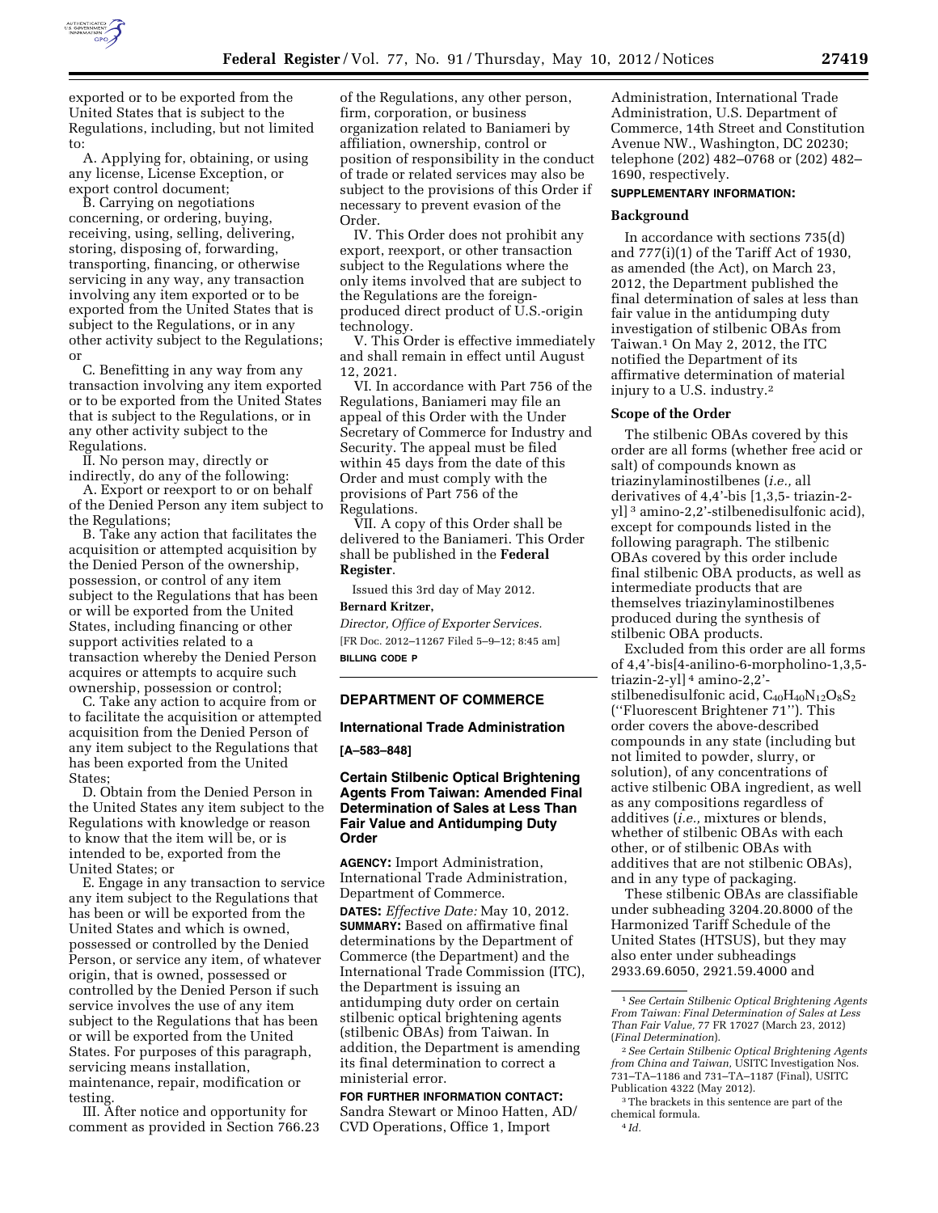exported or to be exported from the United States that is subject to the Regulations, including, but not limited to:

A. Applying for, obtaining, or using any license, License Exception, or export control document;

B. Carrying on negotiations concerning, or ordering, buying, receiving, using, selling, delivering, storing, disposing of, forwarding, transporting, financing, or otherwise servicing in any way, any transaction involving any item exported or to be exported from the United States that is subject to the Regulations, or in any other activity subject to the Regulations; or

C. Benefitting in any way from any transaction involving any item exported or to be exported from the United States that is subject to the Regulations, or in any other activity subject to the Regulations.

II. No person may, directly or indirectly, do any of the following:

A. Export or reexport to or on behalf of the Denied Person any item subject to the Regulations;

B. Take any action that facilitates the acquisition or attempted acquisition by the Denied Person of the ownership, possession, or control of any item subject to the Regulations that has been or will be exported from the United States, including financing or other support activities related to a transaction whereby the Denied Person acquires or attempts to acquire such ownership, possession or control;

C. Take any action to acquire from or to facilitate the acquisition or attempted acquisition from the Denied Person of any item subject to the Regulations that has been exported from the United States;

D. Obtain from the Denied Person in the United States any item subject to the Regulations with knowledge or reason to know that the item will be, or is intended to be, exported from the United States; or

E. Engage in any transaction to service any item subject to the Regulations that has been or will be exported from the United States and which is owned, possessed or controlled by the Denied Person, or service any item, of whatever origin, that is owned, possessed or controlled by the Denied Person if such service involves the use of any item subject to the Regulations that has been or will be exported from the United States. For purposes of this paragraph, servicing means installation, maintenance, repair, modification or testing.

III. After notice and opportunity for comment as provided in Section 766.23 of the Regulations, any other person, firm, corporation, or business organization related to Baniameri by affiliation, ownership, control or position of responsibility in the conduct of trade or related services may also be subject to the provisions of this Order if necessary to prevent evasion of the Order.

IV. This Order does not prohibit any export, reexport, or other transaction subject to the Regulations where the only items involved that are subject to the Regulations are the foreign-produced direct product of U.S.-origin technology.

V. This Order is effective immediately and shall remain in effect until August 12, 2021.

VI. In accordance with Part 756 of the Regulations, Baniameri may file an appeal of this Order with the Under Secretary of Commerce for Industry and Security. The appeal must be filed within 45 days from the date of this Order and must comply with the provisions of Part 756 of the Regulations.

VII. A copy of this Order shall be delivered to the Baniameri. This Order shall be published in the **Federal Register**.

Issued this 3rd day of May 2012.

**Bernard Kritzer,**

*Director, Office of Exporter Services.*

[FR Doc. 2012–11267 Filed 5–9–12; 8:45 am]

**BILLING CODE P**

## DEPARTMENT OF COMMERCE

### International Trade Administration

**[A–583–848]**

### Certain Stilbenic Optical Brightening Agents From Taiwan: Amended Final Determination of Sales at Less Than Fair Value and Antidumping Duty Order

**AGENCY:** Import Administration, International Trade Administration, Department of Commerce.

**DATES:** *Effective Date:* May 10, 2012.

**SUMMARY:** Based on affirmative final determinations by the Department of Commerce (the Department) and the International Trade Commission (ITC), the Department is issuing an antidumping duty order on certain stilbenic optical brightening agents (stilbenic OBAs) from Taiwan. In addition, the Department is amending its final determination to correct a ministerial error.

**FOR FURTHER INFORMATION CONTACT:** Sandra Stewart or Minoo Hatten, AD/CVD Operations, Office 1, Import Administration, International Trade Administration, U.S. Department of Commerce, 14th Street and Constitution Avenue NW., Washington, DC 20230; telephone (202) 482–0768 or (202) 482–1690, respectively.

**SUPPLEMENTARY INFORMATION:**

#### Background

In accordance with sections 735(d) and 777(i)(1) of the Tariff Act of 1930, as amended (the Act), on March 23, 2012, the Department published the final determination of sales at less than fair value in the antidumping duty investigation of stilbenic OBAs from Taiwan.[1] On May 2, 2012, the ITC notified the Department of its affirmative determination of material injury to a U.S. industry.[2]

#### Scope of the Order

The stilbenic OBAs covered by this order are all forms (whether free acid or salt) of compounds known as triazinylaminostilbenes (*i.e.,* all derivatives of 4,4'-bis [1,3,5- triazin-2-yl] [3] amino-2,2'-stilbenedisulfonic acid), except for compounds listed in the following paragraph. The stilbenic OBAs covered by this order include final stilbenic OBA products, as well as intermediate products that are themselves triazinylaminostilbenes produced during the synthesis of stilbenic OBA products.

Excluded from this order are all forms of 4,4'-bis[4-anilino-6-morpholino-1,3,5-triazin-2-yl] [4] amino-2,2'-stilbenedisulfonic acid, $C_{40}H_{40}N_{12}O_8S_2$ (''Fluorescent Brightener 71''). This order covers the above-described compounds in any state (including but not limited to powder, slurry, or solution), of any concentrations of active stilbenic OBA ingredient, as well as any compositions regardless of additives (*i.e.,* mixtures or blends, whether of stilbenic OBAs with each other, or of stilbenic OBAs with additives that are not stilbenic OBAs), and in any type of packaging.

These stilbenic OBAs are classifiable under subheading 3204.20.8000 of the Harmonized Tariff Schedule of the United States (HTSUS), but they may also enter under subheadings 2933.69.6050, 2921.59.4000 and

[1] *See Certain Stilbenic Optical Brightening Agents From Taiwan: Final Determination of Sales at Less Than Fair Value,* 77 FR 17027 (March 23, 2012) (*Final Determination*).

[2] *See Certain Stilbenic Optical Brightening Agents from China and Taiwan,* USITC Investigation Nos. 731–TA–1186 and 731–TA–1187 (Final), USITC Publication 4322 (May 2012).

[3] The brackets in this sentence are part of the chemical formula.

[4] *Id.*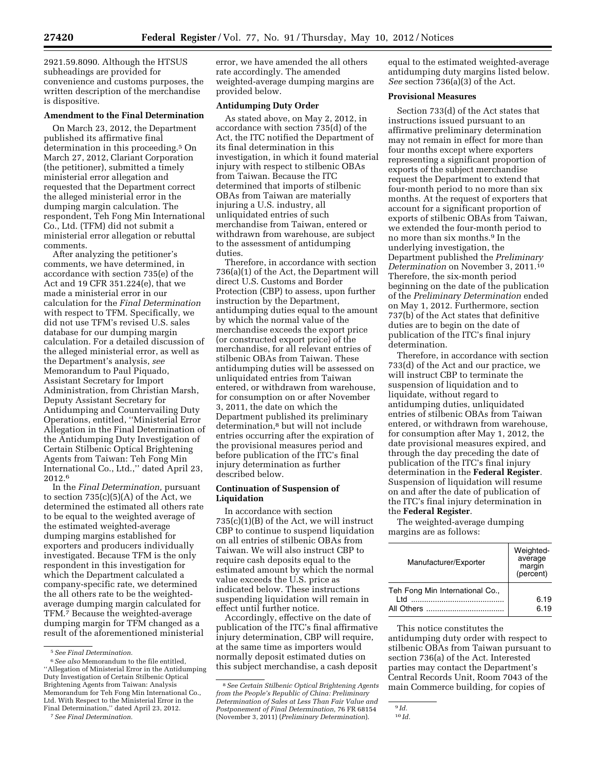2921.59.8090. Although the HTSUS subheadings are provided for convenience and customs purposes, the written description of the merchandise is dispositive.

**Amendment to the Final Determination**

On March 23, 2012, the Department published its affirmative final determination in this proceeding.[5] On March 27, 2012, Clariant Corporation (the petitioner), submitted a timely ministerial error allegation and requested that the Department correct the alleged ministerial error in the dumping margin calculation. The respondent, Teh Fong Min International Co., Ltd. (TFM) did not submit a ministerial error allegation or rebuttal comments.

After analyzing the petitioner's comments, we have determined, in accordance with section 735(e) of the Act and 19 CFR 351.224(e), that we made a ministerial error in our calculation for the *Final Determination* with respect to TFM. Specifically, we did not use TFM's revised U.S. sales database for our dumping margin calculation. For a detailed discussion of the alleged ministerial error, as well as the Department's analysis, *see* Memorandum to Paul Piquado, Assistant Secretary for Import Administration, from Christian Marsh, Deputy Assistant Secretary for Antidumping and Countervailing Duty Operations, entitled, ''Ministerial Error Allegation in the Final Determination of the Antidumping Duty Investigation of Certain Stilbenic Optical Brightening Agents from Taiwan: Teh Fong Min International Co., Ltd.,'' dated April 23, 2012.[6]

In the *Final Determination,* pursuant to section 735(c)(5)(A) of the Act, we determined the estimated all others rate to be equal to the weighted average of the estimated weighted-average dumping margins established for exporters and producers individually investigated. Because TFM is the only respondent in this investigation for which the Department calculated a company-specific rate, we determined the all others rate to be the weighted-average dumping margin calculated for TFM.[7] Because the weighted-average dumping margin for TFM changed as a result of the aforementioned ministerial error, we have amended the all others rate accordingly. The amended weighted-average dumping margins are provided below.

**Antidumping Duty Order**

As stated above, on May 2, 2012, in accordance with section 735(d) of the Act, the ITC notified the Department of its final determination in this investigation, in which it found material injury with respect to stilbenic OBAs from Taiwan. Because the ITC determined that imports of stilbenic OBAs from Taiwan are materially injuring a U.S. industry, all unliquidated entries of such merchandise from Taiwan, entered or withdrawn from warehouse, are subject to the assessment of antidumping duties.

Therefore, in accordance with section 736(a)(1) of the Act, the Department will direct U.S. Customs and Border Protection (CBP) to assess, upon further instruction by the Department, antidumping duties equal to the amount by which the normal value of the merchandise exceeds the export price (or constructed export price) of the merchandise, for all relevant entries of stilbenic OBAs from Taiwan. These antidumping duties will be assessed on unliquidated entries from Taiwan entered, or withdrawn from warehouse, for consumption on or after November 3, 2011, the date on which the Department published its preliminary determination,[8] but will not include entries occurring after the expiration of the provisional measures period and before publication of the ITC's final injury determination as further described below.

**Continuation of Suspension of Liquidation**

In accordance with section 735(c)(1)(B) of the Act, we will instruct CBP to continue to suspend liquidation on all entries of stilbenic OBAs from Taiwan. We will also instruct CBP to require cash deposits equal to the estimated amount by which the normal value exceeds the U.S. price as indicated below. These instructions suspending liquidation will remain in effect until further notice.

Accordingly, effective on the date of publication of the ITC's final affirmative injury determination, CBP will require, at the same time as importers would normally deposit estimated duties on this subject merchandise, a cash deposit equal to the estimated weighted-average antidumping duty margins listed below. *See* section 736(a)(3) of the Act.

**Provisional Measures**

Section 733(d) of the Act states that instructions issued pursuant to an affirmative preliminary determination may not remain in effect for more than four months except where exporters representing a significant proportion of exports of the subject merchandise request the Department to extend that four-month period to no more than six months. At the request of exporters that account for a significant proportion of exports of stilbenic OBAs from Taiwan, we extended the four-month period to no more than six months.[9] In the underlying investigation, the Department published the *Preliminary Determination* on November 3, 2011.[10] Therefore, the six-month period beginning on the date of the publication of the *Preliminary Determination* ended on May 1, 2012. Furthermore, section 737(b) of the Act states that definitive duties are to begin on the date of publication of the ITC's final injury determination.

Therefore, in accordance with section 733(d) of the Act and our practice, we will instruct CBP to terminate the suspension of liquidation and to liquidate, without regard to antidumping duties, unliquidated entries of stilbenic OBAs from Taiwan entered, or withdrawn from warehouse, for consumption after May 1, 2012, the date provisional measures expired, and through the day preceding the date of publication of the ITC's final injury determination in the **Federal Register**. Suspension of liquidation will resume on and after the date of publication of the ITC's final injury determination in the **Federal Register**.

The weighted-average dumping margins are as follows:

| Manufacturer/Exporter | Weighted-average margin (percent) |
|---|---|
| Teh Fong Min International Co., Ltd | 6.19 |
| All Others | 6.19 |

This notice constitutes the antidumping duty order with respect to stilbenic OBAs from Taiwan pursuant to section 736(a) of the Act. Interested parties may contact the Department's Central Records Unit, Room 7043 of the main Commerce building, for copies of

---

[5] *See Final Determination.*

[6] *See also* Memorandum to the file entitled, ''Allegation of Ministerial Error in the Antidumping Duty Investigation of Certain Stilbenic Optical Brightening Agents from Taiwan: Analysis Memorandum for Teh Fong Min International Co., Ltd. With Respect to the Ministerial Error in the Final Determination,'' dated April 23, 2012.

[7] *See Final Determination.*

[8] *See Certain Stilbenic Optical Brightening Agents from the People's Republic of China: Preliminary Determination of Sales at Less Than Fair Value and Postponement of Final Determination,* 76 FR 68154 (November 3, 2011) (*Preliminary Determination*).

[9] *Id.*

[10] *Id.*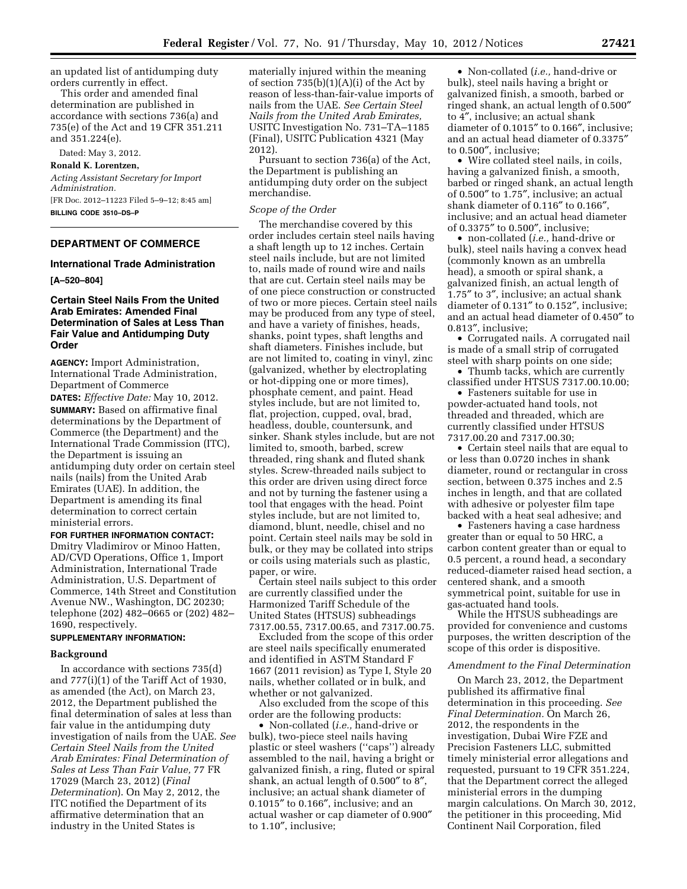an updated list of antidumping duty orders currently in effect.

This order and amended final determination are published in accordance with sections 736(a) and 735(e) of the Act and 19 CFR 351.211 and 351.224(e).

Dated: May 3, 2012.

**Ronald K. Lorentzen,**

*Acting Assistant Secretary for Import Administration.*

[FR Doc. 2012–11223 Filed 5–9–12; 8:45 am]

**BILLING CODE 3510–DS–P**

## DEPARTMENT OF COMMERCE

### International Trade Administration

**[A–520–804]**

### Certain Steel Nails From the United Arab Emirates: Amended Final Determination of Sales at Less Than Fair Value and Antidumping Duty Order

**AGENCY:** Import Administration, International Trade Administration, Department of Commerce

**DATES:** *Effective Date:* May 10, 2012.

**SUMMARY:** Based on affirmative final determinations by the Department of Commerce (the Department) and the International Trade Commission (ITC), the Department is issuing an antidumping duty order on certain steel nails (nails) from the United Arab Emirates (UAE). In addition, the Department is amending its final determination to correct certain ministerial errors.

**FOR FURTHER INFORMATION CONTACT:** Dmitry Vladimirov or Minoo Hatten, AD/CVD Operations, Office 1, Import Administration, International Trade Administration, U.S. Department of Commerce, 14th Street and Constitution Avenue NW., Washington, DC 20230; telephone (202) 482–0665 or (202) 482–1690, respectively.

**SUPPLEMENTARY INFORMATION:**

#### Background

In accordance with sections 735(d) and 777(i)(1) of the Tariff Act of 1930, as amended (the Act), on March 23, 2012, the Department published the final determination of sales at less than fair value in the antidumping duty investigation of nails from the UAE. *See Certain Steel Nails from the United Arab Emirates: Final Determination of Sales at Less Than Fair Value,* 77 FR 17029 (March 23, 2012) (*Final Determination*). On May 2, 2012, the ITC notified the Department of its affirmative determination that an industry in the United States is materially injured within the meaning of section 735(b)(1)(A)(i) of the Act by reason of less-than-fair-value imports of nails from the UAE. *See Certain Steel Nails from the United Arab Emirates,* USITC Investigation No. 731–TA–1185 (Final), USITC Publication 4321 (May 2012).

Pursuant to section 736(a) of the Act, the Department is publishing an antidumping duty order on the subject merchandise.

#### *Scope of the Order*

The merchandise covered by this order includes certain steel nails having a shaft length up to 12 inches. Certain steel nails include, but are not limited to, nails made of round wire and nails that are cut. Certain steel nails may be of one piece construction or constructed of two or more pieces. Certain steel nails may be produced from any type of steel, and have a variety of finishes, heads, shanks, point types, shaft lengths and shaft diameters. Finishes include, but are not limited to, coating in vinyl, zinc (galvanized, whether by electroplating or hot-dipping one or more times), phosphate cement, and paint. Head styles include, but are not limited to, flat, projection, cupped, oval, brad, headless, double, countersunk, and sinker. Shank styles include, but are not limited to, smooth, barbed, screw threaded, ring shank and fluted shank styles. Screw-threaded nails subject to this order are driven using direct force and not by turning the fastener using a tool that engages with the head. Point styles include, but are not limited to, diamond, blunt, needle, chisel and no point. Certain steel nails may be sold in bulk, or they may be collated into strips or coils using materials such as plastic, paper, or wire.

Certain steel nails subject to this order are currently classified under the Harmonized Tariff Schedule of the United States (HTSUS) subheadings 7317.00.55, 7317.00.65, and 7317.00.75.

Excluded from the scope of this order are steel nails specifically enumerated and identified in ASTM Standard F 1667 (2011 revision) as Type I, Style 20 nails, whether collated or in bulk, and whether or not galvanized.

Also excluded from the scope of this order are the following products:

- Non-collated (*i.e.,* hand-drive or bulk), two-piece steel nails having plastic or steel washers (''caps'') already assembled to the nail, having a bright or galvanized finish, a ring, fluted or spiral shank, an actual length of 0.500″ to 8″, inclusive; an actual shank diameter of 0.1015″ to 0.166″, inclusive; and an actual washer or cap diameter of 0.900″ to 1.10″, inclusive;
- Non-collated (*i.e.,* hand-drive or bulk), steel nails having a bright or galvanized finish, a smooth, barbed or ringed shank, an actual length of 0.500″ to 4″, inclusive; an actual shank diameter of 0.1015″ to 0.166″, inclusive; and an actual head diameter of 0.3375″ to 0.500″, inclusive;
- Wire collated steel nails, in coils, having a galvanized finish, a smooth, barbed or ringed shank, an actual length of 0.500″ to 1.75″, inclusive; an actual shank diameter of 0.116″ to 0.166″, inclusive; and an actual head diameter of 0.3375″ to 0.500″, inclusive;
- non-collated (*i.e.,* hand-drive or bulk), steel nails having a convex head (commonly known as an umbrella head), a smooth or spiral shank, a galvanized finish, an actual length of 1.75″ to 3″, inclusive; an actual shank diameter of 0.131″ to 0.152″, inclusive; and an actual head diameter of 0.450″ to 0.813″, inclusive;
- Corrugated nails. A corrugated nail is made of a small strip of corrugated steel with sharp points on one side;
- Thumb tacks, which are currently classified under HTSUS 7317.00.10.00;
- Fasteners suitable for use in powder-actuated hand tools, not threaded and threaded, which are currently classified under HTSUS 7317.00.20 and 7317.00.30;
- Certain steel nails that are equal to or less than 0.0720 inches in shank diameter, round or rectangular in cross section, between 0.375 inches and 2.5 inches in length, and that are collated with adhesive or polyester film tape backed with a heat seal adhesive; and
- Fasteners having a case hardness greater than or equal to 50 HRC, a carbon content greater than or equal to 0.5 percent, a round head, a secondary reduced-diameter raised head section, a centered shank, and a smooth symmetrical point, suitable for use in gas-actuated hand tools.

While the HTSUS subheadings are provided for convenience and customs purposes, the written description of the scope of this order is dispositive.

#### *Amendment to the Final Determination*

On March 23, 2012, the Department published its affirmative final determination in this proceeding. *See Final Determination.* On March 26, 2012, the respondents in the investigation, Dubai Wire FZE and Precision Fasteners LLC, submitted timely ministerial error allegations and requested, pursuant to 19 CFR 351.224, that the Department correct the alleged ministerial errors in the dumping margin calculations. On March 30, 2012, the petitioner in this proceeding, Mid Continent Nail Corporation, filed